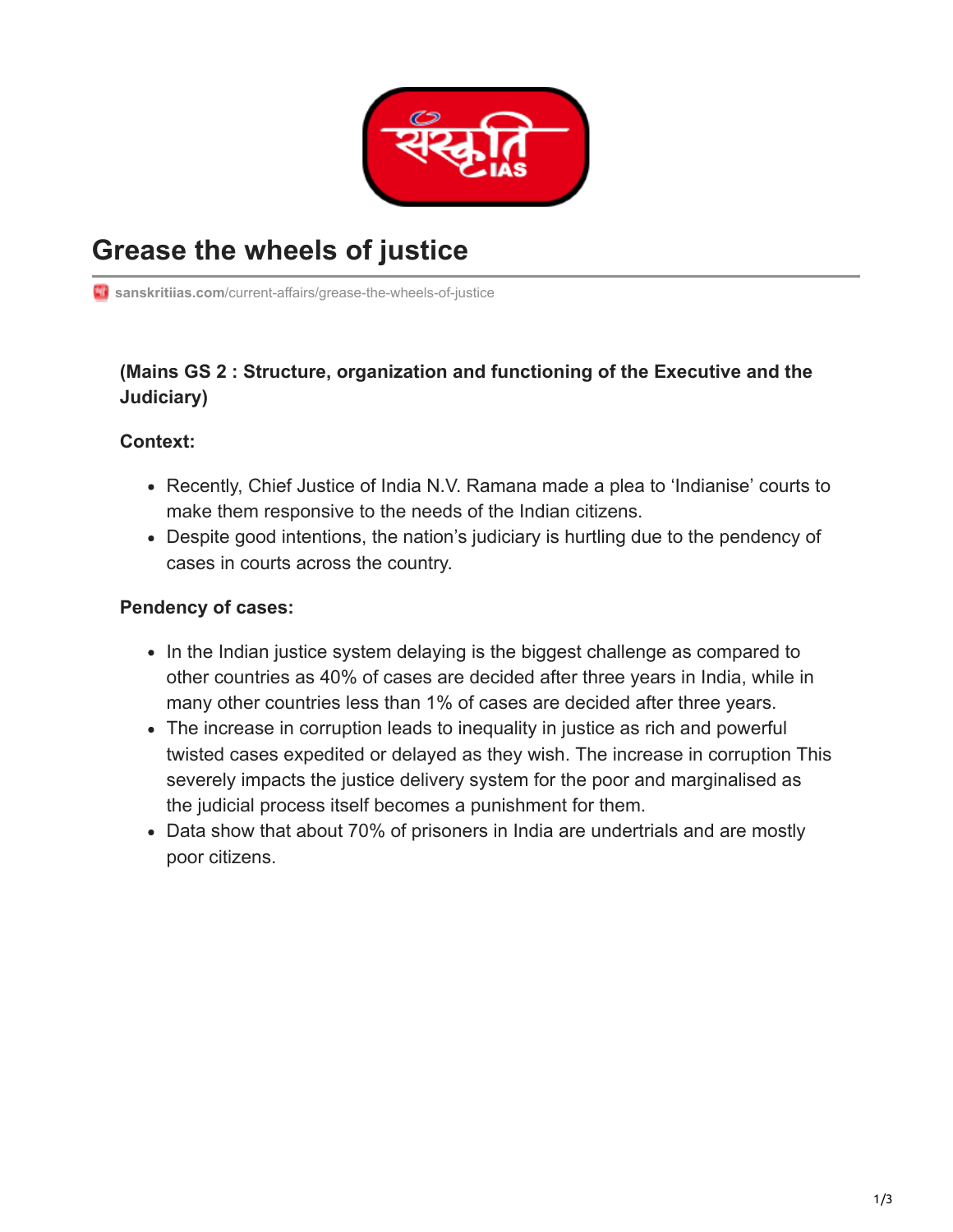# Grease the wheels of justice

sanskritiias.com/current-affairs/grease-the-wheels-of-justice

**(Mains GS 2 : Structure, organization and functioning of the Executive and the Judiciary)**

**Context:**

- Recently, Chief Justice of India N.V. Ramana made a plea to 'Indianise' courts to make them responsive to the needs of the Indian citizens.
- Despite good intentions, the nation's judiciary is hurtling due to the pendency of cases in courts across the country.

**Pendency of cases:**

- In the Indian justice system delaying is the biggest challenge as compared to other countries as 40% of cases are decided after three years in India, while in many other countries less than 1% of cases are decided after three years.
- The increase in corruption leads to inequality in justice as rich and powerful twisted cases expedited or delayed as they wish. The increase in corruption This severely impacts the justice delivery system for the poor and marginalised as the judicial process itself becomes a punishment for them.
- Data show that about 70% of prisoners in India are undertrials and are mostly poor citizens.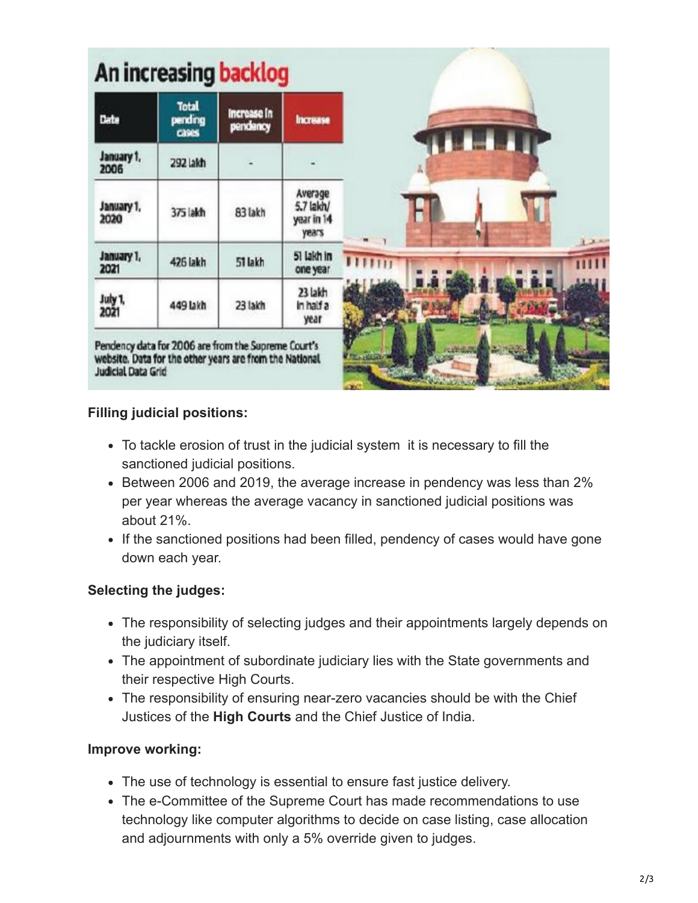## An increasing backlog

| Date | Total pending cases | Increase in pendency | Increase |
|---|---|---|---|
| January 1, 2006 | 292 lakh | - | - |
| January 1, 2020 | 375 lakh | 83 lakh | Average 5.7 lakh/ year in 14 years |
| January 1, 2021 | 426 lakh | 51 lakh | 51 lakh in one year |
| July 1, 2021 | 449 lakh | 23 lakh | 23 lakh in half a year |

Pendency data for 2006 are from the Supreme Court's website. Data for the other years are from the National Judicial Data Grid

**Filling judicial positions:**

- To tackle erosion of trust in the judicial system it is necessary to fill the sanctioned judicial positions.
- Between 2006 and 2019, the average increase in pendency was less than 2% per year whereas the average vacancy in sanctioned judicial positions was about 21%.
- If the sanctioned positions had been filled, pendency of cases would have gone down each year.

**Selecting the judges:**

- The responsibility of selecting judges and their appointments largely depends on the judiciary itself.
- The appointment of subordinate judiciary lies with the State governments and their respective High Courts.
- The responsibility of ensuring near-zero vacancies should be with the Chief Justices of the **High Courts** and the Chief Justice of India.

**Improve working:**

- The use of technology is essential to ensure fast justice delivery.
- The e-Committee of the Supreme Court has made recommendations to use technology like computer algorithms to decide on case listing, case allocation and adjournments with only a 5% override given to judges.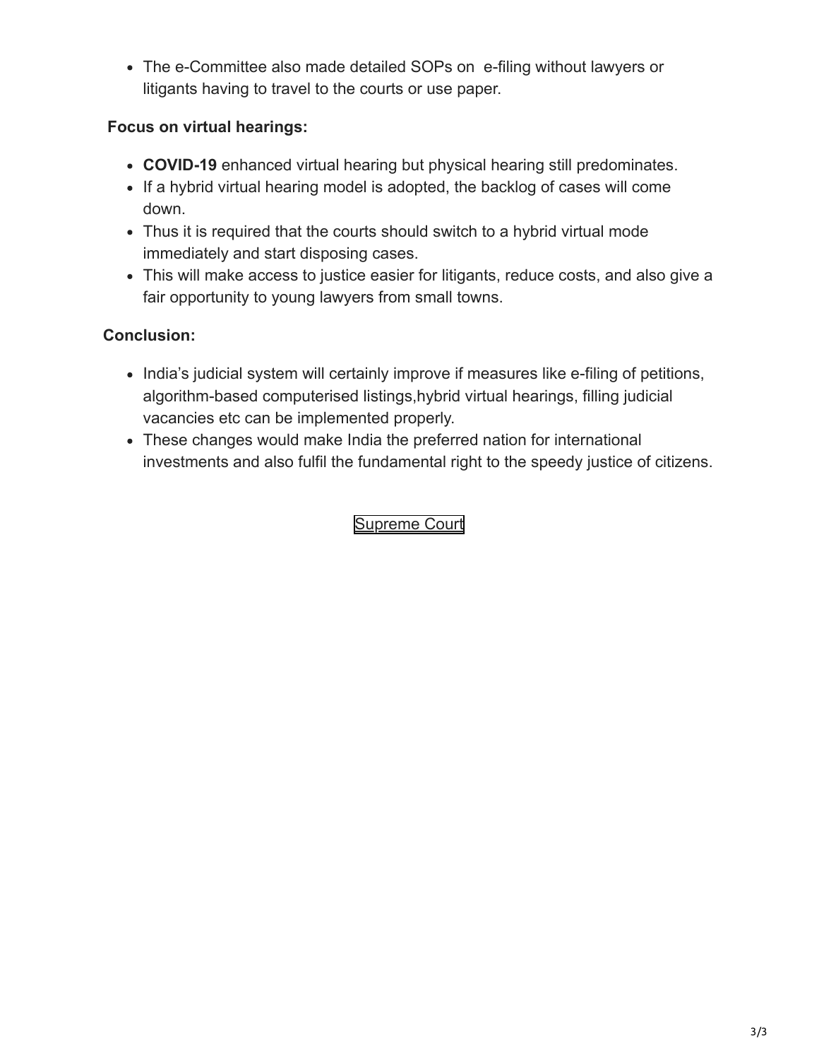- The e-Committee also made detailed SOPs on  e-filing without lawyers or litigants having to travel to the courts or use paper.

**Focus on virtual hearings:**

- **COVID-19** enhanced virtual hearing but physical hearing still predominates.
- If a hybrid virtual hearing model is adopted, the backlog of cases will come down.
- Thus it is required that the courts should switch to a hybrid virtual mode immediately and start disposing cases.
- This will make access to justice easier for litigants, reduce costs, and also give a fair opportunity to young lawyers from small towns.

**Conclusion:**

- India's judicial system will certainly improve if measures like e-filing of petitions, algorithm-based computerised listings,hybrid virtual hearings, filling judicial vacancies etc can be implemented properly.
- These changes would make India the preferred nation for international investments and also fulfil the fundamental right to the speedy justice of citizens.

Supreme Court